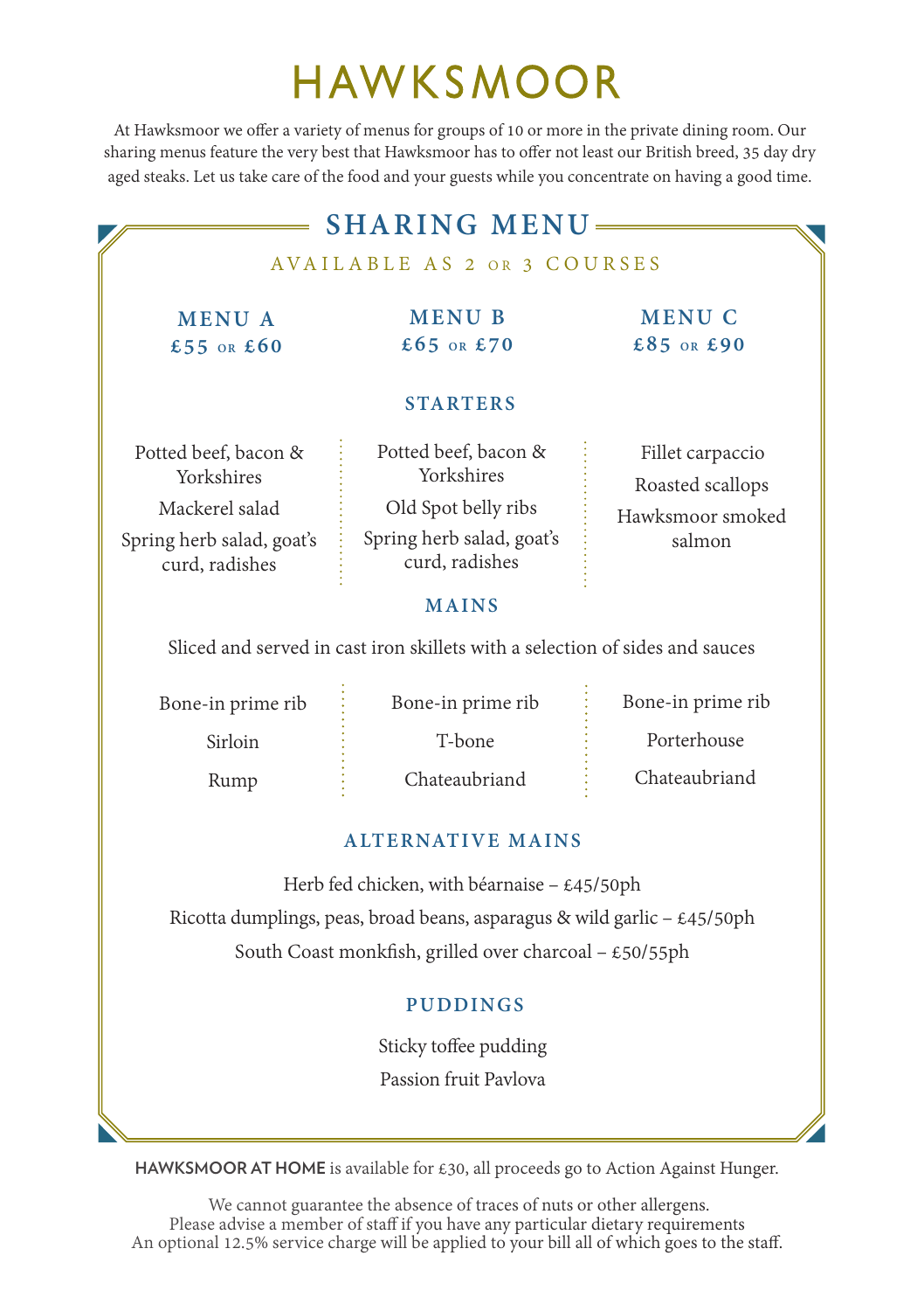# HAWKSMOOR

At Hawksmoor we offer a variety of menus for groups of 10 or more in the private dining room. Our sharing menus feature the very best that Hawksmoor has to offer not least our British breed, 35 day dry aged steaks. Let us take care of the food and your guests while you concentrate on having a good time.

## SHARING MENU

AVAILABLE AS 2 OR 3 COURSES

| MENU A £55 OR £60 | MENU B £65 OR £70 | MENU C £85 OR £90 |
|---|---|---|

### STARTERS

| Menu A | Menu B | Menu C |
|---|---|---|
| Potted beef, bacon & Yorkshires | Potted beef, bacon & Yorkshires | Fillet carpaccio |
| Mackerel salad | Old Spot belly ribs | Roasted scallops |
| Spring herb salad, goat's curd, radishes | Spring herb salad, goat's curd, radishes | Hawksmoor smoked salmon |

### MAINS

Sliced and served in cast iron skillets with a selection of sides and sauces

| Menu A | Menu B | Menu C |
|---|---|---|
| Bone-in prime rib | Bone-in prime rib | Bone-in prime rib |
| Sirloin | T-bone | Porterhouse |
| Rump | Chateaubriand | Chateaubriand |

### ALTERNATIVE MAINS

Herb fed chicken, with béarnaise – £45/50ph

Ricotta dumplings, peas, broad beans, asparagus & wild garlic – £45/50ph

South Coast monkfish, grilled over charcoal – £50/55ph

### PUDDINGS

Sticky toffee pudding

Passion fruit Pavlova

**HAWKSMOOR AT HOME** is available for £30, all proceeds go to Action Against Hunger.

We cannot guarantee the absence of traces of nuts or other allergens.
Please advise a member of staff if you have any particular dietary requirements
An optional 12.5% service charge will be applied to your bill all of which goes to the staff.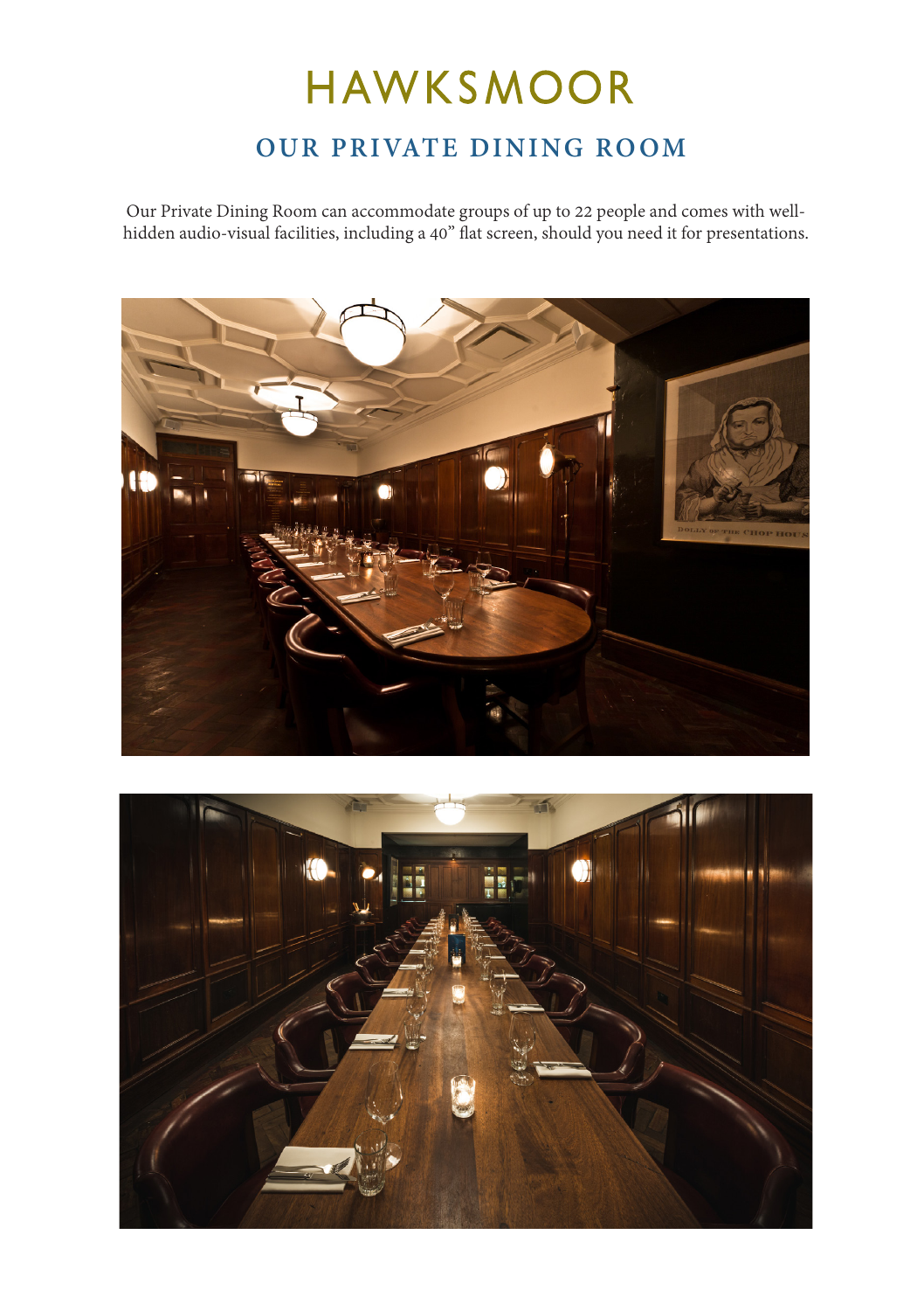# HAWKSMOOR

## OUR PRIVATE DINING ROOM

Our Private Dining Room can accommodate groups of up to 22 people and comes with well-hidden audio-visual facilities, including a 40" flat screen, should you need it for presentations.